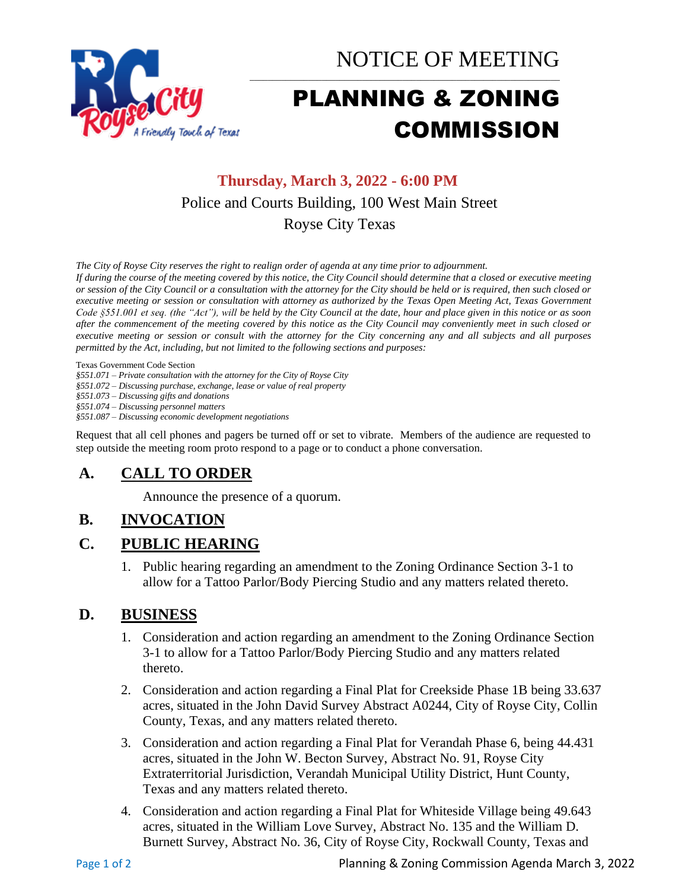# NOTICE OF MEETING

# PLANNING & ZONING COMMISSION

**Thursday, March 3, 2022 - 6:00 PM**

Police and Courts Building, 100 West Main Street

Royse City Texas

*The City of Royse City reserves the right to realign order of agenda at any time prior to adjournment.*

*If during the course of the meeting covered by this notice, the City Council should determine that a closed or executive meeting or session of the City Council or a consultation with the attorney for the City should be held or is required, then such closed or executive meeting or session or consultation with attorney as authorized by the Texas Open Meeting Act, Texas Government Code §551.001 et seq. (the "Act"), will be held by the City Council at the date, hour and place given in this notice or as soon after the commencement of the meeting covered by this notice as the City Council may conveniently meet in such closed or executive meeting or session or consult with the attorney for the City concerning any and all subjects and all purposes permitted by the Act, including, but not limited to the following sections and purposes:*

Texas Government Code Section
*§551.071 – Private consultation with the attorney for the City of Royse City*
*§551.072 – Discussing purchase, exchange, lease or value of real property*
*§551.073 – Discussing gifts and donations*
*§551.074 – Discussing personnel matters*
*§551.087 – Discussing economic development negotiations*

Request that all cell phones and pagers be turned off or set to vibrate. Members of the audience are requested to step outside the meeting room proto respond to a page or to conduct a phone conversation.

## A. CALL TO ORDER

Announce the presence of a quorum.

## B. INVOCATION

## C. PUBLIC HEARING

1. Public hearing regarding an amendment to the Zoning Ordinance Section 3-1 to allow for a Tattoo Parlor/Body Piercing Studio and any matters related thereto.

## D. BUSINESS

1. Consideration and action regarding an amendment to the Zoning Ordinance Section 3-1 to allow for a Tattoo Parlor/Body Piercing Studio and any matters related thereto.
2. Consideration and action regarding a Final Plat for Creekside Phase 1B being 33.637 acres, situated in the John David Survey Abstract A0244, City of Royse City, Collin County, Texas, and any matters related thereto.
3. Consideration and action regarding a Final Plat for Verandah Phase 6, being 44.431 acres, situated in the John W. Becton Survey, Abstract No. 91, Royse City Extraterritorial Jurisdiction, Verandah Municipal Utility District, Hunt County, Texas and any matters related thereto.
4. Consideration and action regarding a Final Plat for Whiteside Village being 49.643 acres, situated in the William Love Survey, Abstract No. 135 and the William D. Burnett Survey, Abstract No. 36, City of Royse City, Rockwall County, Texas and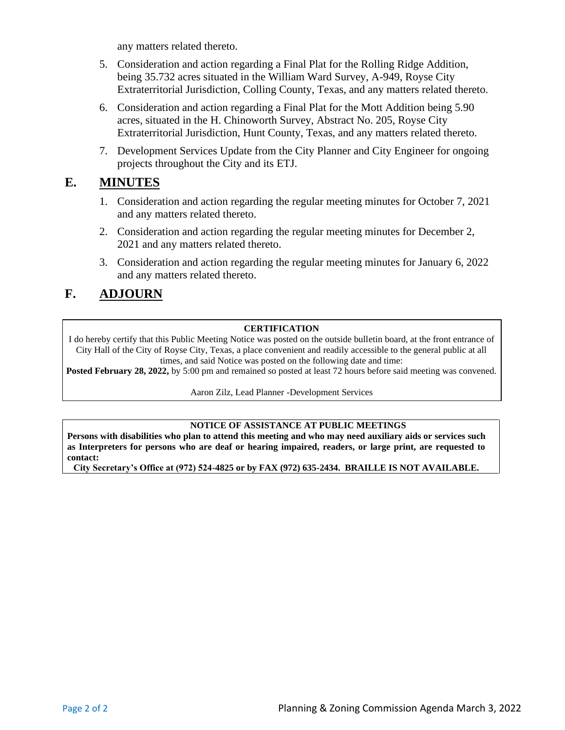any matters related thereto.

5. Consideration and action regarding a Final Plat for the Rolling Ridge Addition, being 35.732 acres situated in the William Ward Survey, A-949, Royse City Extraterritorial Jurisdiction, Colling County, Texas, and any matters related thereto.
6. Consideration and action regarding a Final Plat for the Mott Addition being 5.90 acres, situated in the H. Chinoworth Survey, Abstract No. 205, Royse City Extraterritorial Jurisdiction, Hunt County, Texas, and any matters related thereto.
7. Development Services Update from the City Planner and City Engineer for ongoing projects throughout the City and its ETJ.

## E. MINUTES

1. Consideration and action regarding the regular meeting minutes for October 7, 2021 and any matters related thereto.
2. Consideration and action regarding the regular meeting minutes for December 2, 2021 and any matters related thereto.
3. Consideration and action regarding the regular meeting minutes for January 6, 2022 and any matters related thereto.

## F. ADJOURN

**CERTIFICATION**

I do hereby certify that this Public Meeting Notice was posted on the outside bulletin board, at the front entrance of City Hall of the City of Royse City, Texas, a place convenient and readily accessible to the general public at all times, and said Notice was posted on the following date and time:

**Posted February 28, 2022,** by 5:00 pm and remained so posted at least 72 hours before said meeting was convened.

Aaron Zilz, Lead Planner -Development Services

**NOTICE OF ASSISTANCE AT PUBLIC MEETINGS**

**Persons with disabilities who plan to attend this meeting and who may need auxiliary aids or services such as Interpreters for persons who are deaf or hearing impaired, readers, or large print, are requested to contact:**

**City Secretary's Office at (972) 524-4825 or by FAX (972) 635-2434. BRAILLE IS NOT AVAILABLE.**